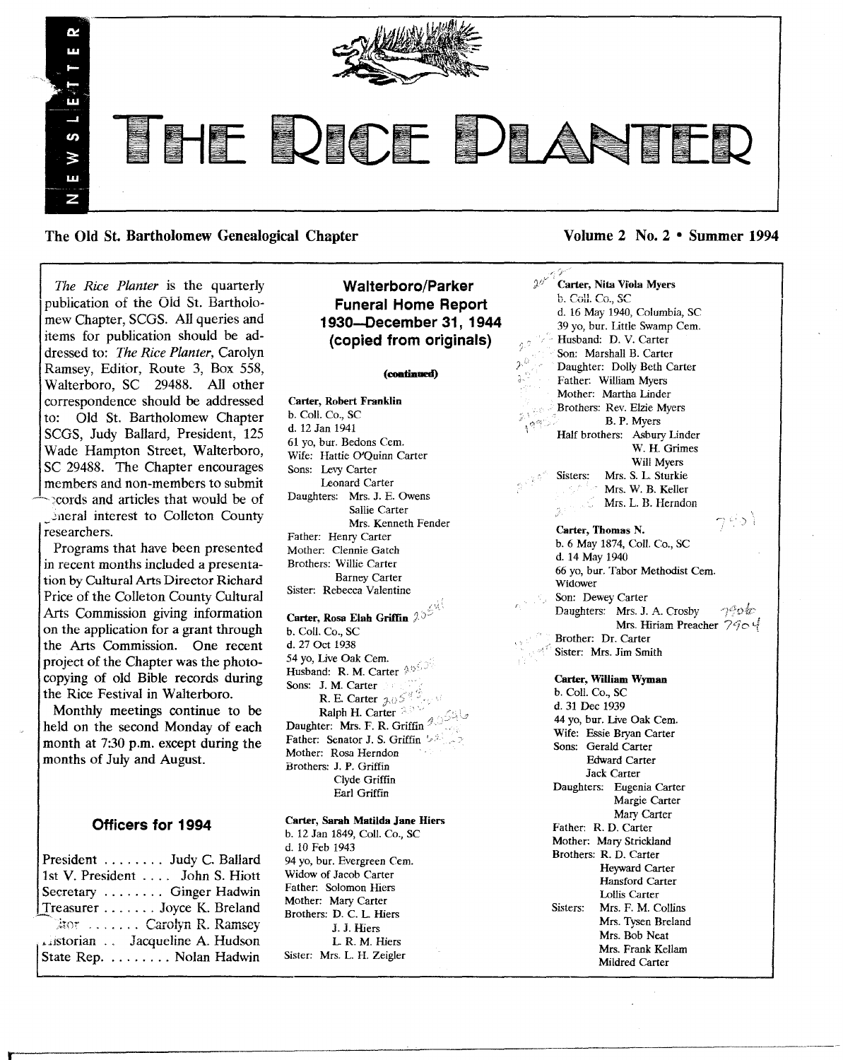# THE RICE PLANTER

NEWSLETTER

**The Old St. Bartholomew Genealogical Chapter** — **Volume 2 No. 2 • Summer 1994**

*The Rice Planter* is the quarterly publication of the Old St. Bartholomew Chapter, SCGS. All queries and items for publication should be addressed to: *The Rice Planter*, Carolyn Ramsey, Editor, Route 3, Box 558, Walterboro, SC 29488. All other correspondence should be addressed to: Old St. Bartholomew Chapter SCGS, Judy Ballard, President, 125 Wade Hampton Street, Walterboro, SC 29488. The Chapter encourages members and non-members to submit records and articles that would be of general interest to Colleton County researchers.

Programs that have been presented in recent months included a presentation by Cultural Arts Director Richard Price of the Colleton County Cultural Arts Commission giving information on the application for a grant through the Arts Commission. One recent project of the Chapter was the photocopying of old Bible records during the Rice Festival in Walterboro.

Monthly meetings continue to be held on the second Monday of each month at 7:30 p.m. except during the months of July and August.

## Officers for 1994

President ........ Judy C. Ballard
1st V. President .... John S. Hiott
Secretary ........ Ginger Hadwin
Treasurer ....... Joyce K. Breland
Editor ....... Carolyn R. Ramsey
Historian .. Jacqueline A. Hudson
State Rep. ........ Nolan Hadwin

## Walterboro/Parker Funeral Home Report 1930—December 31, 1944 (copied from originals)

**(continued)**

**Carter, Robert Franklin**
b. Coll. Co., SC
d. 12 Jan 1941
61 yo, bur. Bedons Cem.
Wife: Hattie O'Quinn Carter
Sons: Levy Carter
Leonard Carter
Daughters: Mrs. J. E. Owens
Sallie Carter
Mrs. Kenneth Fender
Father: Henry Carter
Mother: Clennie Gatch
Brothers: Willie Carter
Barney Carter
Sister: Rebecca Valentine

**Carter, Rosa Elah Griffin**
b. Coll. Co., SC
d. 27 Oct 1938
54 yo, Live Oak Cem.
Husband: R. M. Carter
Sons: J. M. Carter
R. E. Carter
Ralph H. Carter
Daughter: Mrs. F. R. Griffin
Father: Senator J. S. Griffin
Mother: Rosa Herndon
Brothers: J. P. Griffin
Clyde Griffin
Earl Griffin

**Carter, Sarah Matilda Jane Hiers**
b. 12 Jan 1849, Coll. Co., SC
d. 10 Feb 1943
94 yo, bur. Evergreen Cem.
Widow of Jacob Carter
Father: Solomon Hiers
Mother: Mary Carter
Brothers: D. C. L. Hiers
J. J. Hiers
L. R. M. Hiers
Sister: Mrs. L. H. Zeigler

**Carter, Nita Viola Myers**
b. Coll. Co., SC
d. 16 May 1940, Columbia, SC
39 yo, bur. Little Swamp Cem.
Husband: D. V. Carter
Son: Marshall B. Carter
Daughter: Dolly Beth Carter
Father: William Myers
Mother: Martha Linder
Brothers: Rev. Elzie Myers
B. P. Myers
Half brothers: Asbury Linder
W. H. Grimes
Will Myers
Sisters: Mrs. S. L. Sturkie
Mrs. W. B. Keller
Mrs. L. B. Herndon

**Carter, Thomas N.**
b. 6 May 1874, Coll. Co., SC
d. 14 May 1940
66 yo, bur. Tabor Methodist Cem.
Widower
Son: Dewey Carter
Daughters: Mrs. J. A. Crosby
Mrs. Hiriam Preacher
Brother: Dr. Carter
Sister: Mrs. Jim Smith

**Carter, William Wyman**
b. Coll. Co., SC
d. 31 Dec 1939
44 yo, bur. Live Oak Cem.
Wife: Essie Bryan Carter
Sons: Gerald Carter
Edward Carter
Jack Carter
Daughters: Eugenia Carter
Margie Carter
Mary Carter
Father: R. D. Carter
Mother: Mary Strickland
Brothers: R. D. Carter
Heyward Carter
Hansford Carter
Lollis Carter
Sisters: Mrs. F. M. Collins
Mrs. Tysen Breland
Mrs. Bob Neat
Mrs. Frank Kellam
Mildred Carter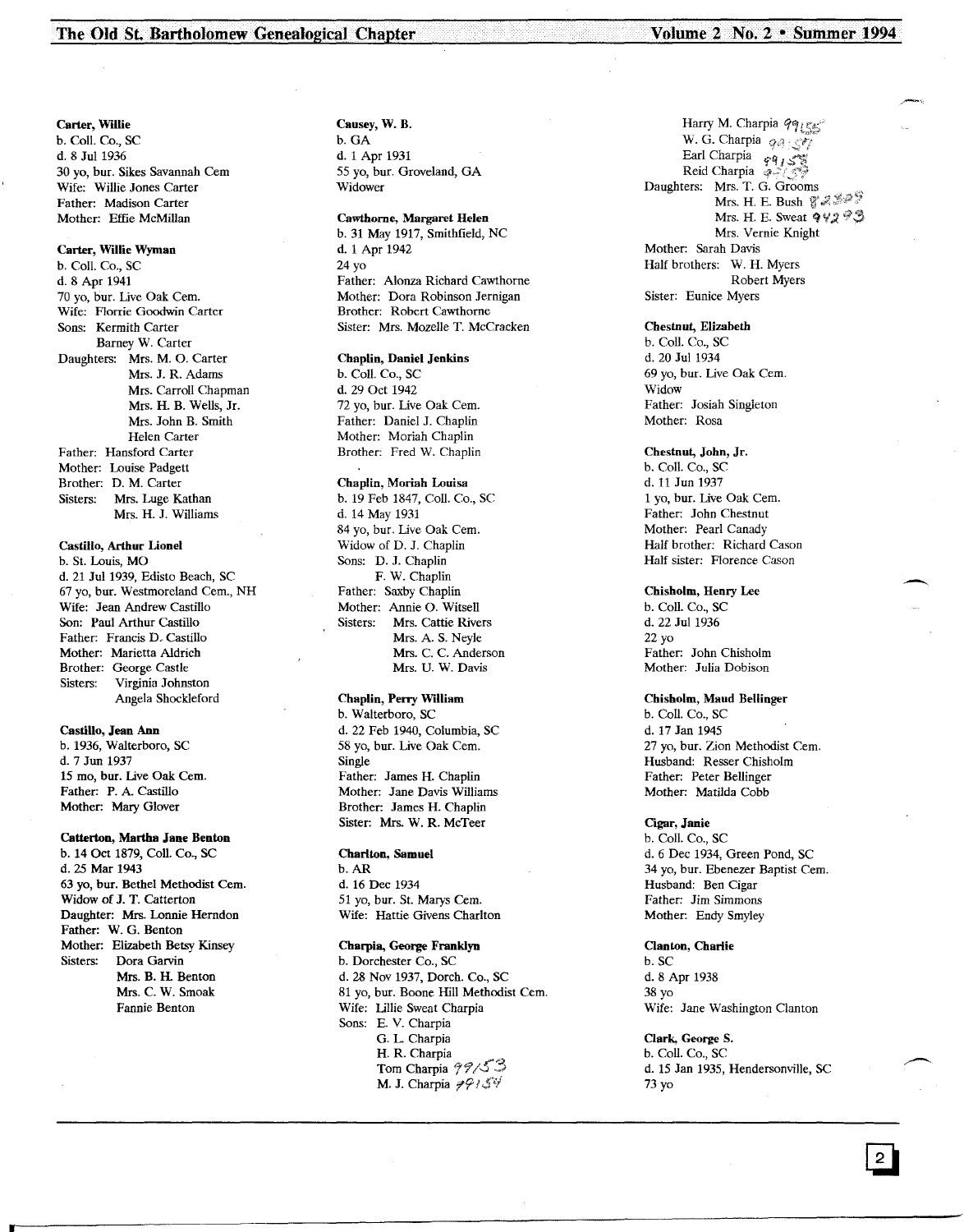**Carter, Willie**
b. Coll. Co., SC
d. 8 Jul 1936
30 yo, bur. Sikes Savannah Cem
Wife: Willie Jones Carter
Father: Madison Carter
Mother: Effie McMillan

**Carter, Willie Wyman**
b. Coll. Co., SC
d. 8 Apr 1941
70 yo, bur. Live Oak Cem.
Wife: Florrie Goodwin Carter
Sons: Kermith Carter
Barney W. Carter
Daughters: Mrs. M. O. Carter
Mrs. J. R. Adams
Mrs. Carroll Chapman
Mrs. H. B. Wells, Jr.
Mrs. John B. Smith
Helen Carter
Father: Hansford Carter
Mother: Louise Padgett
Brother: D. M. Carter
Sisters: Mrs. Luge Kathan
Mrs. H. J. Williams

**Castillo, Arthur Lionel**
b. St. Louis, MO
d. 21 Jul 1939, Edisto Beach, SC
67 yo, bur. Westmoreland Cem., NH
Wife: Jean Andrew Castillo
Son: Paul Arthur Castillo
Father: Francis D. Castillo
Mother: Marietta Aldrich
Brother: George Castle
Sisters: Virginia Johnston
Angela Shockleford

**Castillo, Jean Ann**
b. 1936, Walterboro, SC
d. 7 Jun 1937
15 mo, bur. Live Oak Cem.
Father: P. A. Castillo
Mother: Mary Glover

**Catterton, Martha Jane Benton**
b. 14 Oct 1879, Coll. Co., SC
d. 25 Mar 1943
63 yo, bur. Bethel Methodist Cem.
Widow of J. T. Catterton
Daughter: Mrs. Lonnie Herndon
Father: W. G. Benton
Mother: Elizabeth Betsy Kinsey
Sisters: Dora Garvin
Mrs. B. H. Benton
Mrs. C. W. Smoak
Fannie Benton

**Causey, W. B.**
b. GA
d. 1 Apr 1931
55 yo, bur. Groveland, GA
Widower

**Cawthorne, Margaret Helen**
b. 31 May 1917, Smithfield, NC
d. 1 Apr 1942
24 yo
Father: Alonza Richard Cawthorne
Mother: Dora Robinson Jernigan
Brother: Robert Cawthorne
Sister: Mrs. Mozelle T. McCracken

**Chaplin, Daniel Jenkins**
b. Coll. Co., SC
d. 29 Oct 1942
72 yo, bur. Live Oak Cem.
Father: Daniel J. Chaplin
Mother: Moriah Chaplin
Brother: Fred W. Chaplin

**Chaplin, Moriah Louisa**
b. 19 Feb 1847, Coll. Co., SC
d. 14 May 1931
84 yo, bur. Live Oak Cem.
Widow of D. J. Chaplin
Sons: D. J. Chaplin
F. W. Chaplin
Father: Saxby Chaplin
Mother: Annie O. Witsell
Sisters: Mrs. Cattie Rivers
Mrs. A. S. Neyle
Mrs. C. C. Anderson
Mrs. U. W. Davis

**Chaplin, Perry William**
b. Walterboro, SC
d. 22 Feb 1940, Columbia, SC
58 yo, bur. Live Oak Cem.
Single
Father: James H. Chaplin
Mother: Jane Davis Williams
Brother: James H. Chaplin
Sister: Mrs. W. R. McTeer

**Charlton, Samuel**
b. AR
d. 16 Dec 1934
51 yo, bur. St. Marys Cem.
Wife: Hattie Givens Charlton

**Charpia, George Franklyn**
b. Dorchester Co., SC
d. 28 Nov 1937, Dorch. Co., SC
81 yo, bur. Boone Hill Methodist Cem.
Wife: Lillie Sweat Charpia
Sons: E. V. Charpia
G. L. Charpia
H. R. Charpia
Tom Charpia 99153
M. J. Charpia 99154
Harry M. Charpia 99155
W. G. Charpia 99157
Earl Charpia 99158
Reid Charpia 99159
Daughters: Mrs. T. G. Grooms
Mrs. H. E. Bush 82329
Mrs. H. E. Sweat 94293
Mrs. Vernie Knight
Mother: Sarah Davis
Half brothers: W. H. Myers
Robert Myers
Sister: Eunice Myers

**Chestnut, Elizabeth**
b. Coll. Co., SC
d. 20 Jul 1934
69 yo, bur. Live Oak Cem.
Widow
Father: Josiah Singleton
Mother: Rosa

**Chestnut, John, Jr.**
b. Coll. Co., SC
d. 11 Jun 1937
1 yo, bur. Live Oak Cem.
Father: John Chestnut
Mother: Pearl Canady
Half brother: Richard Cason
Half sister: Florence Cason

**Chisholm, Henry Lee**
b. Coll. Co., SC
d. 22 Jul 1936
22 yo
Father: John Chisholm
Mother: Julia Dobison

**Chisholm, Maud Bellinger**
b. Coll. Co., SC
d. 17 Jan 1945
27 yo, bur. Zion Methodist Cem.
Husband: Resser Chisholm
Father: Peter Bellinger
Mother: Matilda Cobb

**Cigar, Janie**
b. Coll. Co., SC
d. 6 Dec 1934, Green Pond, SC
34 yo, bur. Ebenezer Baptist Cem.
Husband: Ben Cigar
Father: Jim Simmons
Mother: Endy Smyley

**Clanton, Charlie**
b. SC
d. 8 Apr 1938
38 yo
Wife: Jane Washington Clanton

**Clark, George S.**
b. Coll. Co., SC
d. 15 Jan 1935, Hendersonville, SC
73 yo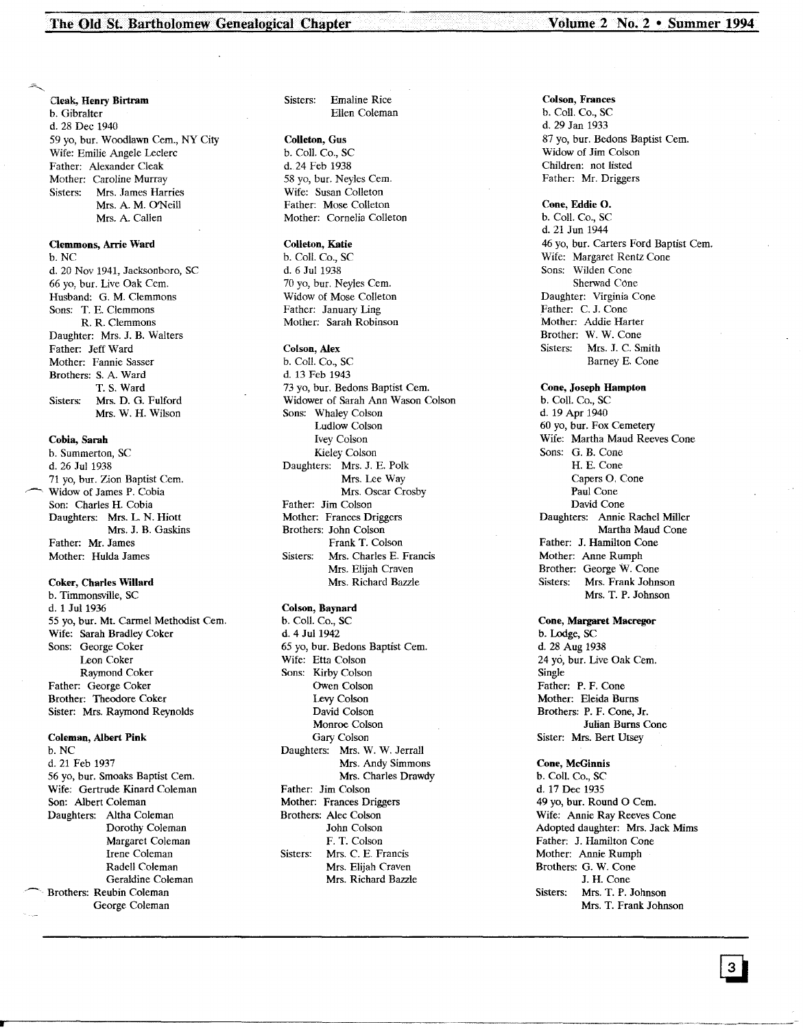**Cleak, Henry Birtram**
b. Gibralter
d. 28 Dec 1940
59 yo, bur. Woodlawn Cem., NY City
Wife: Emilie Angele Leclerc
Father: Alexander Cleak
Mother: Caroline Murray
Sisters: Mrs. James Harries
Mrs. A. M. O'Neill
Mrs. A. Callen

**Clemmons, Arrie Ward**
b. NC
d. 20 Nov 1941, Jacksonboro, SC
66 yo, bur. Live Oak Cem.
Husband: G. M. Clemmons
Sons: T. E. Clemmons
R. R. Clemmons
Daughter: Mrs. J. B. Walters
Father: Jeff Ward
Mother: Fannie Sasser
Brothers: S. A. Ward
T. S. Ward
Sisters: Mrs. D. G. Fulford
Mrs. W. H. Wilson

**Cobia, Sarah**
b. Summerton, SC
d. 26 Jul 1938
71 yo, bur. Zion Baptist Cem.
Widow of James P. Cobia
Son: Charles H. Cobia
Daughters: Mrs. L. N. Hiott
Mrs. J. B. Gaskins
Father: Mr. James
Mother: Hulda James

**Coker, Charles Willard**
b. Timmonsville, SC
d. 1 Jul 1936
55 yo, bur. Mt. Carmel Methodist Cem.
Wife: Sarah Bradley Coker
Sons: George Coker
Leon Coker
Raymond Coker
Father: George Coker
Brother: Theodore Coker
Sister: Mrs. Raymond Reynolds

**Coleman, Albert Pink**
b. NC
d. 21 Feb 1937
56 yo, bur. Smoaks Baptist Cem.
Wife: Gertrude Kinard Coleman
Son: Albert Coleman
Daughters: Altha Coleman
Dorothy Coleman
Margaret Coleman
Irene Coleman
Radell Coleman
Geraldine Coleman
Brothers: Reubin Coleman
George Coleman
Sisters: Emaline Rice
Ellen Coleman

**Colleton, Gus**
b. Coll. Co., SC
d. 24 Feb 1938
58 yo, bur. Neyles Cem.
Wife: Susan Colleton
Father: Mose Colleton
Mother: Cornelia Colleton

**Colleton, Katie**
b. Coll. Co., SC
d. 6 Jul 1938
70 yo, bur. Neyles Cem.
Widow of Mose Colleton
Father: January Ling
Mother: Sarah Robinson

**Colson, Alex**
b. Coll. Co., SC
d. 13 Feb 1943
73 yo, bur. Bedons Baptist Cem.
Widower of Sarah Ann Wason Colson
Sons: Whaley Colson
Ludlow Colson
Ivey Colson
Kieley Colson
Daughters: Mrs. J. E. Polk
Mrs. Lee Way
Mrs. Oscar Crosby
Father: Jim Colson
Mother: Frances Driggers
Brothers: John Colson
Frank T. Colson
Sisters: Mrs. Charles E. Francis
Mrs. Elijah Craven
Mrs. Richard Bazzle

**Colson, Baynard**
b. Coll. Co., SC
d. 4 Jul 1942
65 yo, bur. Bedons Baptist Cem.
Wife: Etta Colson
Sons: Kirby Colson
Owen Colson
Levy Colson
David Colson
Monroe Colson
Gary Colson
Daughters: Mrs. W. W. Jerrall
Mrs. Andy Simmons
Mrs. Charles Drawdy
Father: Jim Colson
Mother: Frances Driggers
Brothers: Alec Colson
John Colson
F. T. Colson
Sisters: Mrs. C. E. Francis
Mrs. Elijah Craven
Mrs. Richard Bazzle

**Colson, Frances**
b. Coll. Co., SC
d. 29 Jan 1933
87 yo, bur. Bedons Baptist Cem.
Widow of Jim Colson
Children: not listed
Father: Mr. Driggers

**Cone, Eddie O.**
b. Coll. Co., SC
d. 21 Jun 1944
46 yo, bur. Carters Ford Baptist Cem.
Wife: Margaret Rentz Cone
Sons: Wilden Cone
Sherwad Cone
Daughter: Virginia Cone
Father: C. J. Cone
Mother: Addie Harter
Brother: W. W. Cone
Sisters: Mrs. J. C. Smith
Barney E. Cone

**Cone, Joseph Hampton**
b. Coll. Co., SC
d. 19 Apr 1940
60 yo, bur. Fox Cemetery
Wife: Martha Maud Reeves Cone
Sons: G. B. Cone
H. E. Cone
Capers O. Cone
Paul Cone
David Cone
Daughters: Annie Rachel Miller
Martha Maud Cone
Father: J. Hamilton Cone
Mother: Anne Rumph
Brother: George W. Cone
Sisters: Mrs. Frank Johnson
Mrs. T. P. Johnson

**Cone, Margaret Macregor**
b. Lodge, SC
d. 28 Aug 1938
24 yo, bur. Live Oak Cem.
Single
Father: P. F. Cone
Mother: Eleida Burns
Brothers: P. F. Cone, Jr.
Julian Burns Cone
Sister: Mrs. Bert Utsey

**Cone, McGinnis**
b. Coll. Co., SC
d. 17 Dec 1935
49 yo, bur. Round O Cem.
Wife: Annie Ray Reeves Cone
Adopted daughter: Mrs. Jack Mims
Father: J. Hamilton Cone
Mother: Annie Rumph
Brothers: G. W. Cone
J. H. Cone
Sisters: Mrs. T. P. Johnson
Mrs. T. Frank Johnson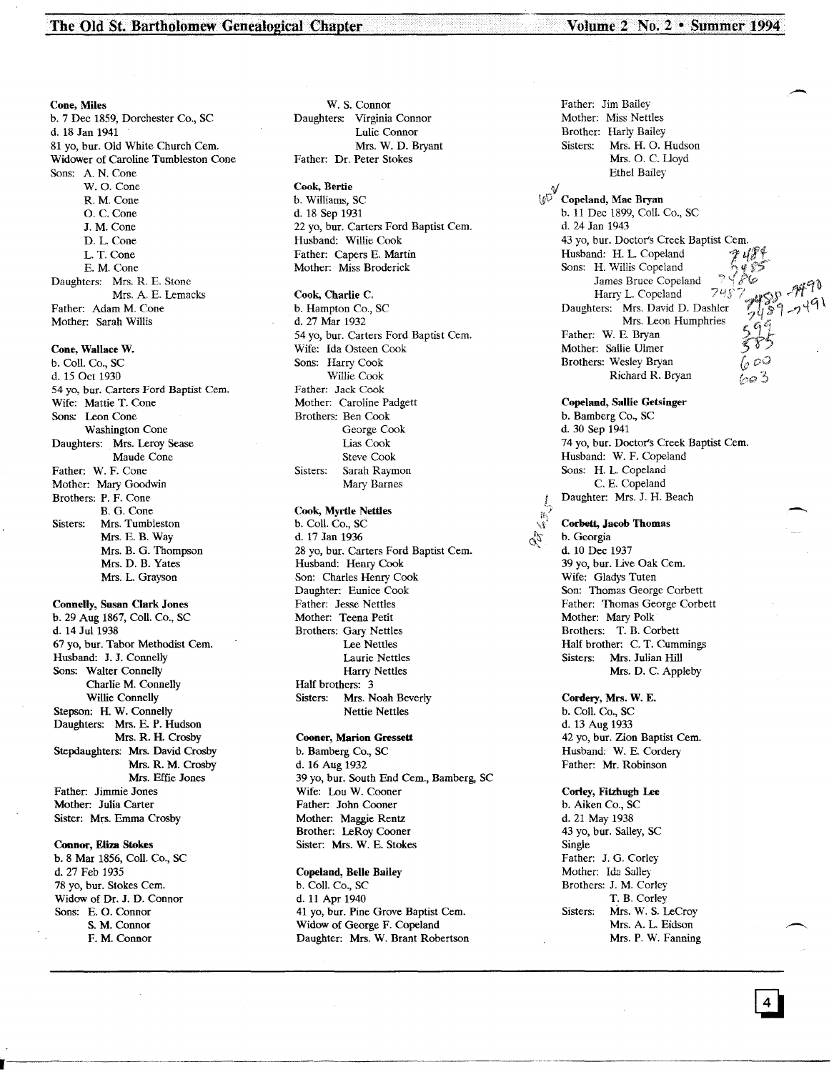**Cone, Miles**
b. 7 Dec 1859, Dorchester Co., SC
d. 18 Jan 1941
81 yo, bur. Old White Church Cem.
Widower of Caroline Tumbleston Cone
Sons: A. N. Cone
W. O. Cone
R. M. Cone
O. C. Cone
J. M. Cone
D. L. Cone
L. T. Cone
E. M. Cone
Daughters: Mrs. R. E. Stone
Mrs. A. E. Lemacks
Father: Adam M. Cone
Mother: Sarah Willis

**Cone, Wallace W.**
b. Coll. Co., SC
d. 15 Oct 1930
54 yo, bur. Carters Ford Baptist Cem.
Wife: Mattie T. Cone
Sons: Leon Cone
Washington Cone
Daughters: Mrs. Leroy Sease
Maude Cone
Father: W. F. Cone
Mother: Mary Goodwin
Brothers: P. F. Cone
B. G. Cone
Sisters: Mrs. Tumbleston
Mrs. E. B. Way
Mrs. B. G. Thompson
Mrs. D. B. Yates
Mrs. L. Grayson

**Connelly, Susan Clark Jones**
b. 29 Aug 1867, Coll. Co., SC
d. 14 Jul 1938
67 yo, bur. Tabor Methodist Cem.
Husband: J. J. Connelly
Sons: Walter Connelly
Charlie M. Connelly
Willie Connelly
Stepson: H. W. Connelly
Daughters: Mrs. E. P. Hudson
Mrs. R. H. Crosby
Stepdaughters: Mrs. David Crosby
Mrs. R. M. Crosby
Mrs. Effie Jones
Father: Jimmie Jones
Mother: Julia Carter
Sister: Mrs. Emma Crosby

**Connor, Eliza Stokes**
b. 8 Mar 1856, Coll. Co., SC
d. 27 Feb 1935
78 yo, bur. Stokes Cem.
Widow of Dr. J. D. Connor
Sons: E. O. Connor
S. M. Connor
F. M. Connor
W. S. Connor
Daughters: Virginia Connor
Lulie Connor
Mrs. W. D. Bryant
Father: Dr. Peter Stokes

**Cook, Bertie**
b. Williams, SC
d. 18 Sep 1931
22 yo, bur. Carters Ford Baptist Cem.
Husband: Willie Cook
Father: Capers E. Martin
Mother: Miss Broderick

**Cook, Charlie C.**
b. Hampton Co., SC
d. 27 Mar 1932
54 yo, bur. Carters Ford Baptist Cem.
Wife: Ida Osteen Cook
Sons: Harry Cook
Willie Cook
Father: Jack Cook
Mother: Caroline Padgett
Brothers: Ben Cook
George Cook
Lias Cook
Steve Cook
Sisters: Sarah Raymon
Mary Barnes

**Cook, Myrtle Nettles**
b. Coll. Co., SC
d. 17 Jan 1936
28 yo, bur. Carters Ford Baptist Cem.
Husband: Henry Cook
Son: Charles Henry Cook
Daughter: Eunice Cook
Father: Jesse Nettles
Mother: Teena Petit
Brothers: Gary Nettles
Lee Nettles
Laurie Nettles
Harry Nettles
Half brothers: 3
Sisters: Mrs. Noah Beverly
Nettie Nettles

**Cooner, Marion Gressett**
b. Bamberg Co., SC
d. 16 Aug 1932
39 yo, bur. South End Cem., Bamberg, SC
Wife: Lou W. Cooner
Father: John Cooner
Mother: Maggie Rentz
Brother: LeRoy Cooner
Sister: Mrs. W. E. Stokes

**Copeland, Belle Bailey**
b. Coll. Co., SC
d. 11 Apr 1940
41 yo, bur. Pine Grove Baptist Cem.
Widow of George F. Copeland
Daughter: Mrs. W. Brant Robertson
Father: Jim Bailey
Mother: Miss Nettles
Brother: Harly Bailey
Sisters: Mrs. H. O. Hudson
Mrs. O. C. Lloyd
Ethel Bailey

**Copeland, Mae Bryan**
b. 11 Dec 1899, Coll. Co., SC
d. 24 Jan 1943
43 yo, bur. Doctor's Creek Baptist Cem.
Husband: H. L. Copeland
Sons: H. Willis Copeland
James Bruce Copeland
Harry L. Copeland
Daughters: Mrs. David D. Dashler
Mrs. Leon Humphries
Father: W. E. Bryan
Mother: Sallie Ulmer
Brothers: Wesley Bryan
Richard R. Bryan

**Copeland, Sallie Getsinger**
b. Bamberg Co., SC
d. 30 Sep 1941
74 yo, bur. Doctor's Creek Baptist Cem.
Husband: W. F. Copeland
Sons: H. L. Copeland
C. E. Copeland
Daughter: Mrs. J. H. Beach

**Corbett, Jacob Thomas**
b. Georgia
d. 10 Dec 1937
39 yo, bur. Live Oak Cem.
Wife: Gladys Tuten
Son: Thomas George Corbett
Father: Thomas George Corbett
Mother: Mary Polk
Brothers: T. B. Corbett
Half brother: C. T. Cummings
Sisters: Mrs. Julian Hill
Mrs. D. C. Appleby

**Cordery, Mrs. W. E.**
b. Coll. Co., SC
d. 13 Aug 1933
42 yo, bur. Zion Baptist Cem.
Husband: W. E. Cordery
Father: Mr. Robinson

**Corley, Fitzhugh Lee**
b. Aiken Co., SC
d. 21 May 1938
43 yo, bur. Salley, SC
Single
Father: J. G. Corley
Mother: Ida Salley
Brothers: J. M. Corley
T. B. Corley
Sisters: Mrs. W. S. LeCroy
Mrs. A. L. Eidson
Mrs. P. W. Fanning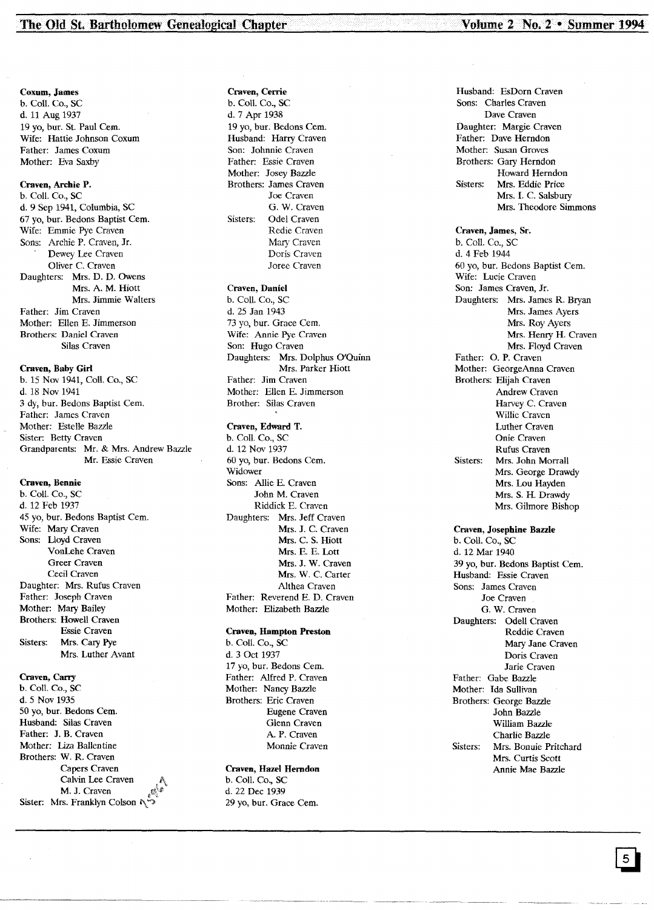**Coxum, James**
b. Coll. Co., SC
d. 11 Aug 1937
19 yo, bur. St. Paul Cem.
Wife: Hattie Johnson Coxum
Father: James Coxum
Mother: Eva Saxby

**Craven, Archie P.**
b. Coll. Co., SC
d. 9 Sep 1941, Columbia, SC
67 yo, bur. Bedons Baptist Cem.
Wife: Emmie Pye Craven
Sons: Archie P. Craven, Jr.
Dewey Lee Craven
Oliver C. Craven
Daughters: Mrs. D. D. Owens
Mrs. A. M. Hiott
Mrs. Jimmie Walters
Father: Jim Craven
Mother: Ellen E. Jimmerson
Brothers: Daniel Craven
Silas Craven

**Craven, Baby Girl**
b. 15 Nov 1941, Coll. Co., SC
d. 18 Nov 1941
3 dy, bur. Bedons Baptist Cem.
Father: James Craven
Mother: Estelle Bazzle
Sister: Betty Craven
Grandparents: Mr. & Mrs. Andrew Bazzle
Mr. Essie Craven

**Craven, Bennie**
b. Coll. Co., SC
d. 12 Feb 1937
45 yo, bur. Bedons Baptist Cem.
Wife: Mary Craven
Sons: Lloyd Craven
VonLehe Craven
Greer Craven
Cecil Craven
Daughter: Mrs. Rufus Craven
Father: Joseph Craven
Mother: Mary Bailey
Brothers: Howell Craven
Essie Craven
Sisters: Mrs. Cary Pye
Mrs. Luther Avant

**Craven, Carry**
b. Coll. Co., SC
d. 5 Nov 1935
50 yo, bur. Bedons Cem.
Husband: Silas Craven
Father: J. B. Craven
Mother: Liza Ballentine
Brothers: W. R. Craven
Capers Craven
Calvin Lee Craven
M. J. Craven
Sister: Mrs. Franklyn Colson

**Craven, Cerrie**
b. Coll. Co., SC
d. 7 Apr 1938
19 yo, bur. Bedons Cem.
Husband: Harry Craven
Son: Johnnie Craven
Father: Essie Craven
Mother: Josey Bazzle
Brothers: James Craven
Joe Craven
G. W. Craven
Sisters: Odel Craven
Redie Craven
Mary Craven
Doris Craven
Joree Craven

**Craven, Daniel**
b. Coll. Co., SC
d. 25 Jan 1943
73 yo, bur. Grace Cem.
Wife: Annie Pye Craven
Son: Hugo Craven
Daughters: Mrs. Dolphus O'Quinn
Mrs. Parker Hiott
Father: Jim Craven
Mother: Ellen E. Jimmerson
Brother: Silas Craven

**Craven, Edward T.**
b. Coll. Co., SC
d. 12 Nov 1937
60 yo, bur. Bedons Cem.
Widower
Sons: Allie E. Craven
John M. Craven
Riddick E. Craven
Daughters: Mrs. Jeff Craven
Mrs. J. C. Craven
Mrs. C. S. Hiott
Mrs. E. E. Lott
Mrs. J. W. Craven
Mrs. W. C. Carter
Althea Craven
Father: Reverend E. D. Craven
Mother: Elizabeth Bazzle

**Craven, Hampton Preston**
b. Coll. Co., SC
d. 3 Oct 1937
17 yo, bur. Bedons Cem.
Father: Alfred P. Craven
Mother: Nancy Bazzle
Brothers: Eric Craven
Eugene Craven
Glenn Craven
A. P. Craven
Monnie Craven

**Craven, Hazel Herndon**
b. Coll. Co., SC
d. 22 Dec 1939
29 yo, bur. Grace Cem.
Husband: EsDorn Craven
Sons: Charles Craven
Dave Craven
Daughter: Margie Craven
Father: Dave Herndon
Mother: Susan Groves
Brothers: Gary Herndon
Howard Herndon
Sisters: Mrs. Eddie Price
Mrs. I. C. Salsbury
Mrs. Theodore Simmons

**Craven, James, Sr.**
b. Coll. Co., SC
d. 4 Feb 1944
60 yo, bur. Bedons Baptist Cem.
Wife: Lucie Craven
Son: James Craven, Jr.
Daughters: Mrs. James R. Bryan
Mrs. James Ayers
Mrs. Roy Ayers
Mrs. Henry H. Craven
Mrs. Floyd Craven
Father: O. P. Craven
Mother: GeorgeAnna Craven
Brothers: Elijah Craven
Andrew Craven
Harvey C. Craven
Willie Craven
Luther Craven
Onie Craven
Rufus Craven
Sisters: Mrs. John Morrall
Mrs. George Drawdy
Mrs. Lou Hayden
Mrs. S. H. Drawdy
Mrs. Gilmore Bishop

**Craven, Josephine Bazzle**
b. Coll. Co., SC
d. 12 Mar 1940
39 yo, bur. Bedons Baptist Cem.
Husband: Essie Craven
Sons: James Craven
Joe Craven
G. W. Craven
Daughters: Odell Craven
Reddie Craven
Mary Jane Craven
Doris Craven
Jarie Craven
Father: Gabe Bazzle
Mother: Ida Sullivan
Brothers: George Bazzle
John Bazzle
William Bazzle
Charlie Bazzle
Sisters: Mrs. Bonuie Pritchard
Mrs. Curtis Scott
Annie Mae Bazzle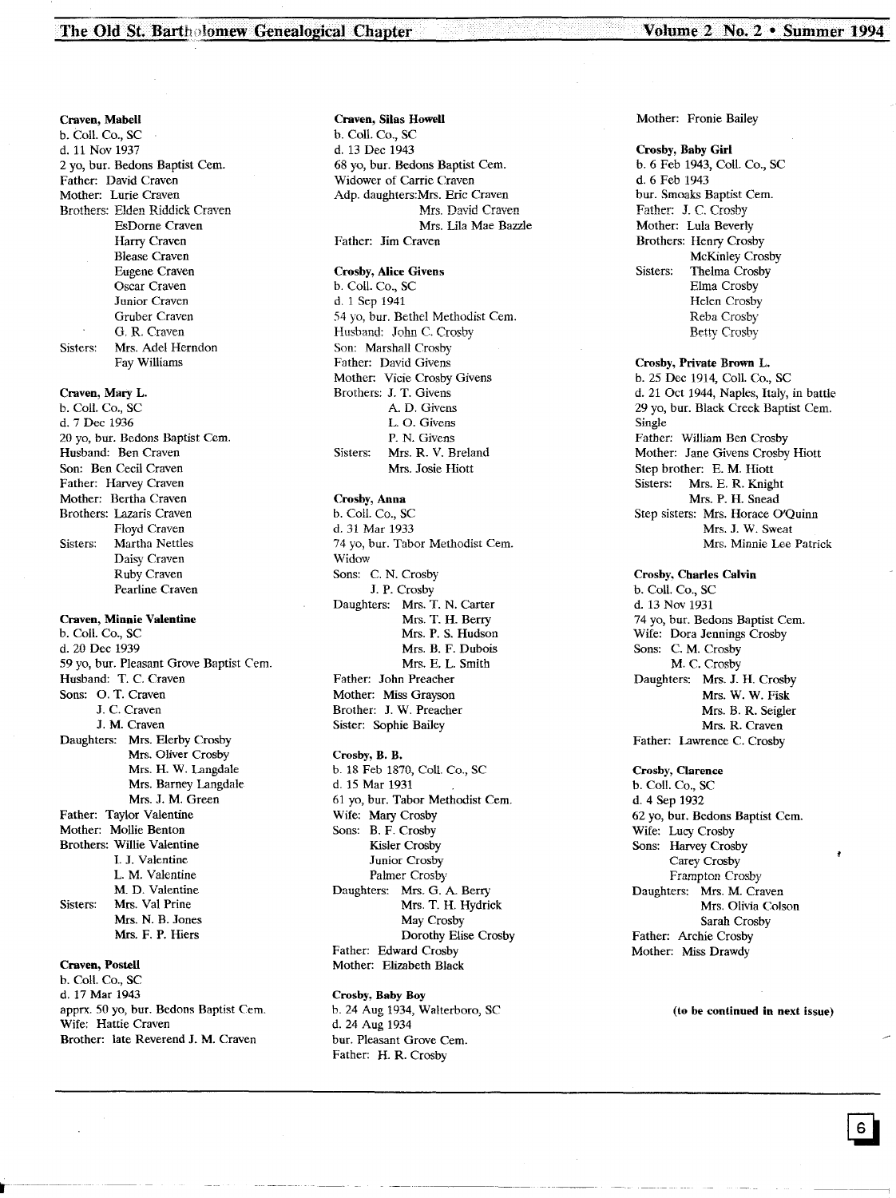**Craven, Mabell**
b. Coll. Co., SC
d. 11 Nov 1937
2 yo, bur. Bedons Baptist Cem.
Father: David Craven
Mother: Lurie Craven
Brothers: Elden Riddick Craven
EsDorne Craven
Harry Craven
Blease Craven
Eugene Craven
Oscar Craven
Junior Craven
Gruber Craven
G. R. Craven
Sisters: Mrs. Adel Herndon
Fay Williams

**Craven, Mary L.**
b. Coll. Co., SC
d. 7 Dec 1936
20 yo, bur. Bedons Baptist Cem.
Husband: Ben Craven
Son: Ben Cecil Craven
Father: Harvey Craven
Mother: Bertha Craven
Brothers: Lazaris Craven
Floyd Craven
Sisters: Martha Nettles
Daisy Craven
Ruby Craven
Pearline Craven

**Craven, Minnie Valentine**
b. Coll. Co., SC
d. 20 Dec 1939
59 yo, bur. Pleasant Grove Baptist Cem.
Husband: T. C. Craven
Sons: O. T. Craven
J. C. Craven
J. M. Craven
Daughters: Mrs. Elerby Crosby
Mrs. Oliver Crosby
Mrs. H. W. Langdale
Mrs. Barney Langdale
Mrs. J. M. Green
Father: Taylor Valentine
Mother: Mollie Benton
Brothers: Willie Valentine
I. J. Valentine
L. M. Valentine
M. D. Valentine
Sisters: Mrs. Val Prine
Mrs. N. B. Jones
Mrs. F. P. Hiers

**Craven, Postell**
b. Coll. Co., SC
d. 17 Mar 1943
apprx. 50 yo, bur. Bedons Baptist Cem.
Wife: Hattie Craven
Brother: late Reverend J. M. Craven

**Craven, Silas Howell**
b. Coll. Co., SC
d. 13 Dec 1943
68 yo, bur. Bedons Baptist Cem.
Widower of Carrie Craven
Adp. daughters: Mrs. Eric Craven
Mrs. David Craven
Mrs. Lila Mae Bazzle
Father: Jim Craven

**Crosby, Alice Givens**
b. Coll. Co., SC
d. 1 Sep 1941
54 yo, bur. Bethel Methodist Cem.
Husband: John C. Crosby
Son: Marshall Crosby
Father: David Givens
Mother: Vicie Crosby Givens
Brothers: J. T. Givens
A. D. Givens
L. O. Givens
P. N. Givens
Sisters: Mrs. R. V. Breland
Mrs. Josie Hiott

**Crosby, Anna**
b. Coll. Co., SC
d. 31 Mar 1933
74 yo, bur. Tabor Methodist Cem.
Widow
Sons: C. N. Crosby
J. P. Crosby
Daughters: Mrs. T. N. Carter
Mrs. T. H. Berry
Mrs. P. S. Hudson
Mrs. B. F. Dubois
Mrs. E. L. Smith
Father: John Preacher
Mother: Miss Grayson
Brother: J. W. Preacher
Sister: Sophie Bailey

**Crosby, B. B.**
b. 18 Feb 1870, Coll. Co., SC
d. 15 Mar 1931
61 yo, bur. Tabor Methodist Cem.
Wife: Mary Crosby
Sons: B. F. Crosby
Kisler Crosby
Junior Crosby
Palmer Crosby
Daughters: Mrs. G. A. Berry
Mrs. T. H. Hydrick
May Crosby
Dorothy Elise Crosby
Father: Edward Crosby
Mother: Elizabeth Black

**Crosby, Baby Boy**
b. 24 Aug 1934, Walterboro, SC
d. 24 Aug 1934
bur. Pleasant Grove Cem.
Father: H. R. Crosby
Mother: Fronie Bailey

**Crosby, Baby Girl**
b. 6 Feb 1943, Coll. Co., SC
d. 6 Feb 1943
bur. Smoaks Baptist Cem.
Father: J. C. Crosby
Mother: Lula Beverly
Brothers: Henry Crosby
McKinley Crosby
Sisters: Thelma Crosby
Elma Crosby
Helen Crosby
Reba Crosby
Betty Crosby

**Crosby, Private Brown L.**
b. 25 Dec 1914, Coll. Co., SC
d. 21 Oct 1944, Naples, Italy, in battle
29 yo, bur. Black Creek Baptist Cem.
Single
Father: William Ben Crosby
Mother: Jane Givens Crosby Hiott
Step brother: E. M. Hiott
Sisters: Mrs. E. R. Knight
Mrs. P. H. Snead
Step sisters: Mrs. Horace O'Quinn
Mrs. J. W. Sweat
Mrs. Minnie Lee Patrick

**Crosby, Charles Calvin**
b. Coll. Co., SC
d. 13 Nov 1931
74 yo, bur. Bedons Baptist Cem.
Wife: Dora Jennings Crosby
Sons: C. M. Crosby
M. C. Crosby
Daughters: Mrs. J. H. Crosby
Mrs. W. W. Fisk
Mrs. B. R. Seigler
Mrs. R. Craven
Father: Lawrence C. Crosby

**Crosby, Clarence**
b. Coll. Co., SC
d. 4 Sep 1932
62 yo, bur. Bedons Baptist Cem.
Wife: Lucy Crosby
Sons: Harvey Crosby
Carey Crosby
Frampton Crosby
Daughters: Mrs. M. Craven
Mrs. Olivia Colson
Sarah Crosby
Father: Archie Crosby
Mother: Miss Drawdy

**(to be continued in next issue)**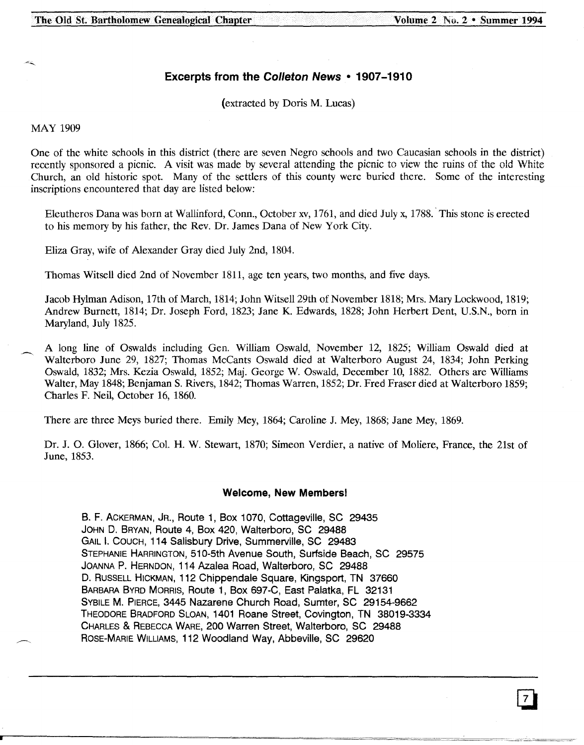## Excerpts from the *Colleton News* • 1907–1910

(extracted by Doris M. Lucas)

MAY 1909

One of the white schools in this district (there are seven Negro schools and two Caucasian schools in the district) recently sponsored a picnic. A visit was made by several attending the picnic to view the ruins of the old White Church, an old historic spot. Many of the settlers of this county were buried there. Some of the interesting inscriptions encountered that day are listed below:

> Eleutheros Dana was born at Wallinford, Conn., October xv, 1761, and died July x, 1788. This stone is erected to his memory by his father, the Rev. Dr. James Dana of New York City.
>
> Eliza Gray, wife of Alexander Gray died July 2nd, 1804.
>
> Thomas Witsell died 2nd of November 1811, age ten years, two months, and five days.
>
> Jacob Hylman Adison, 17th of March, 1814; John Witsell 29th of November 1818; Mrs. Mary Lockwood, 1819; Andrew Burnett, 1814; Dr. Joseph Ford, 1823; Jane K. Edwards, 1828; John Herbert Dent, U.S.N., born in Maryland, July 1825.
>
> A long line of Oswalds including Gen. William Oswald, November 12, 1825; William Oswald died at Walterboro June 29, 1827; Thomas McCants Oswald died at Walterboro August 24, 1834; John Perking Oswald, 1832; Mrs. Kezia Oswald, 1852; Maj. George W. Oswald, December 10, 1882. Others are Williams Walter, May 1848; Benjaman S. Rivers, 1842; Thomas Warren, 1852; Dr. Fred Fraser died at Walterboro 1859; Charles F. Neil, October 16, 1860.
>
> There are three Meys buried there. Emily Mey, 1864; Caroline J. Mey, 1868; Jane Mey, 1869.
>
> Dr. J. O. Glover, 1866; Col. H. W. Stewart, 1870; Simeon Verdier, a native of Moliere, France, the 21st of June, 1853.

### Welcome, New Members!

B. F. Ackerman, Jr., Route 1, Box 1070, Cottageville, SC 29435
John D. Bryan, Route 4, Box 420, Walterboro, SC 29488
Gail I. Couch, 114 Salisbury Drive, Summerville, SC 29483
Stephanie Harrington, 510-5th Avenue South, Surfside Beach, SC 29575
Joanna P. Herndon, 114 Azalea Road, Walterboro, SC 29488
D. Russell Hickman, 112 Chippendale Square, Kingsport, TN 37660
Barbara Byrd Morris, Route 1, Box 697-C, East Palatka, FL 32131
Sybile M. Pierce, 3445 Nazarene Church Road, Sumter, SC 29154-9662
Theodore Bradford Sloan, 1401 Roane Street, Covington, TN 38019-3334
Charles & Rebecca Ware, 200 Warren Street, Walterboro, SC 29488
Rose-Marie Williams, 112 Woodland Way, Abbeville, SC 29620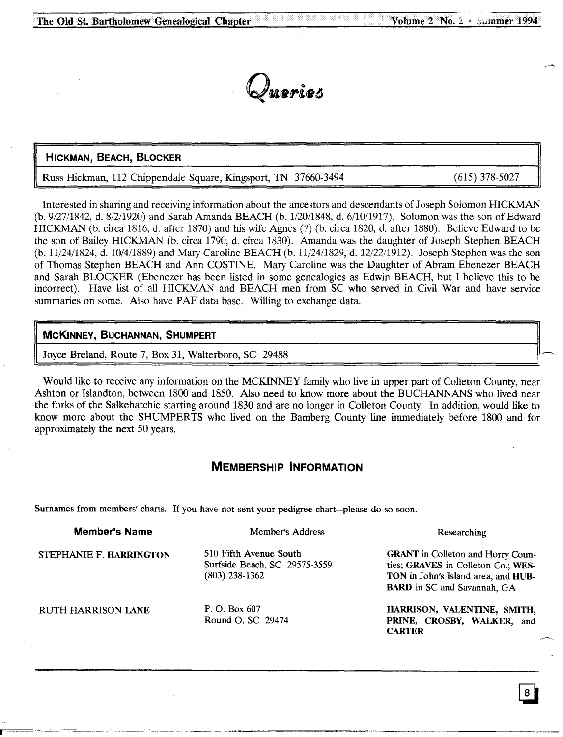# Queries

## HICKMAN, BEACH, BLOCKER

Russ Hickman, 112 Chippendale Square, Kingsport, TN 37660-3494 (615) 378-5027

Interested in sharing and receiving information about the ancestors and descendants of Joseph Solomon HICKMAN (b. 9/27/1842, d. 8/2/1920) and Sarah Amanda BEACH (b. 1/20/1848, d. 6/10/1917). Solomon was the son of Edward HICKMAN (b. circa 1816, d. after 1870) and his wife Agnes (?) (b. circa 1820, d. after 1880). Believe Edward to be the son of Bailey HICKMAN (b. circa 1790, d. circa 1830). Amanda was the daughter of Joseph Stephen BEACH (b. 11/24/1824, d. 10/4/1889) and Mary Caroline BEACH (b. 11/24/1829, d. 12/22/1912). Joseph Stephen was the son of Thomas Stephen BEACH and Ann COSTINE. Mary Caroline was the Daughter of Abram Ebenezer BEACH and Sarah BLOCKER (Ebenezer has been listed in some genealogies as Edwin BEACH, but I believe this to be incorrect). Have list of all HICKMAN and BEACH men from SC who served in Civil War and have service summaries on some. Also have PAF data base. Willing to exchange data.

## McKINNEY, BUCHANNAN, SHUMPERT

Joyce Breland, Route 7, Box 31, Walterboro, SC 29488

Would like to receive any information on the MCKINNEY family who live in upper part of Colleton County, near Ashton or Islandton, between 1800 and 1850. Also need to know more about the BUCHANNANS who lived near the forks of the Salkehatchie starting around 1830 and are no longer in Colleton County. In addition, would like to know more about the SHUMPERTS who lived on the Bamberg County line immediately before 1800 and for approximately the next 50 years.

## MEMBERSHIP INFORMATION

Surnames from members' charts. If you have not sent your pedigree chart—please do so soon.

| Member's Name | Member's Address | Researching |
|---|---|---|
| STEPHANIE F. **HARRINGTON** | 510 Fifth Avenue South<br>Surfside Beach, SC 29575-3559<br>(803) 238-1362 | **GRANT** in Colleton and Horry Counties; **GRAVES** in Colleton Co.; **WESTON** in John's Island area, and **HUBBARD** in SC and Savannah, GA |
| RUTH HARRISON **LANE** | P. O. Box 607<br>Round O, SC 29474 | **HARRISON, VALENTINE, SMITH, PRINE, CROSBY, WALKER,** and **CARTER** |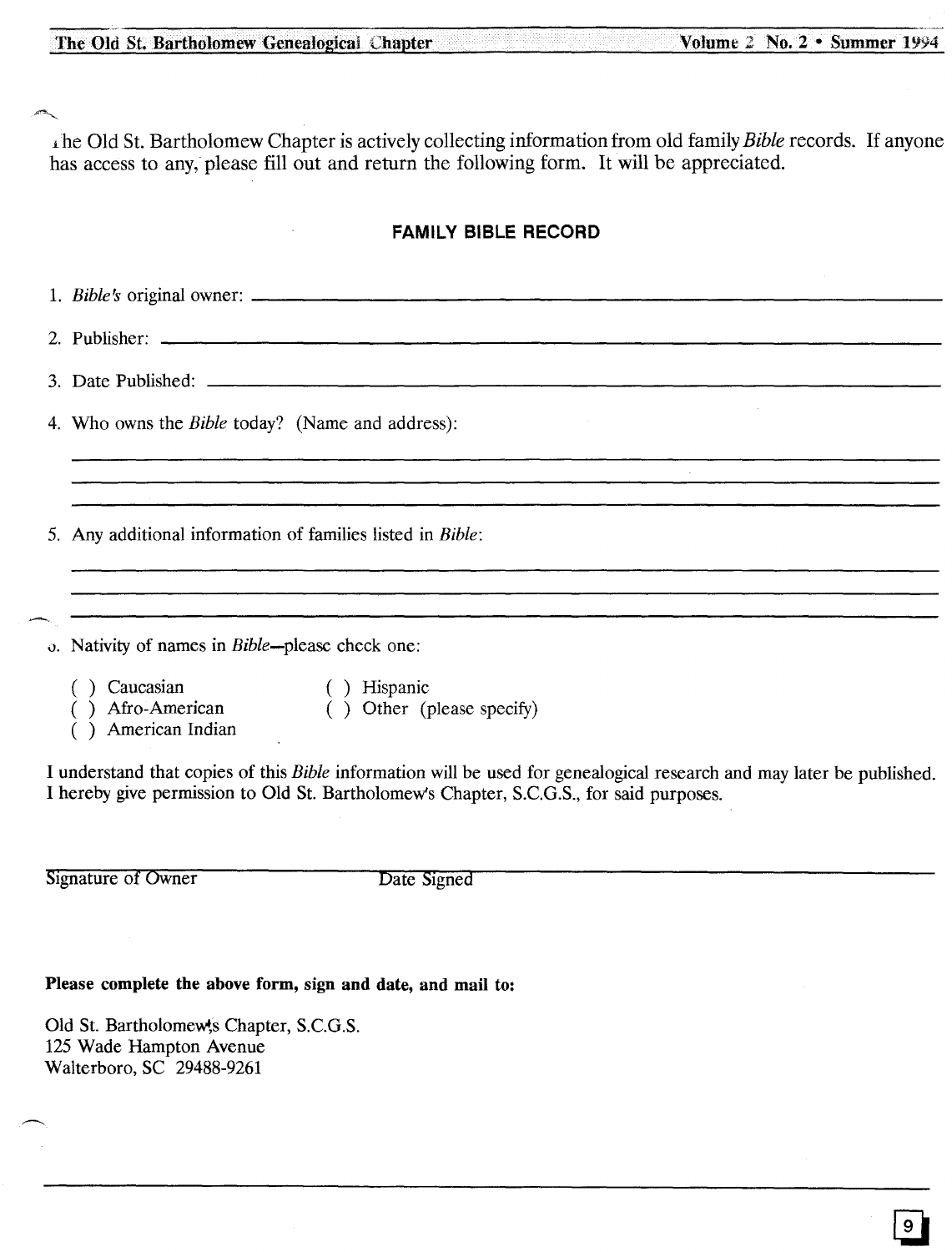The Old St. Bartholomew Chapter is actively collecting information from old family *Bible* records. If anyone has access to any, please fill out and return the following form. It will be appreciated.

## FAMILY BIBLE RECORD

1. *Bible's* original owner: ______________________________

2. Publisher: ______________________________

3. Date Published: ______________________________

4. Who owns the *Bible* today? (Name and address):

______________________________

______________________________

______________________________

5. Any additional information of families listed in *Bible*:

______________________________

______________________________

______________________________

6. Nativity of names in *Bible*—please check one:

( ) Caucasian
( ) Afro-American
( ) American Indian
( ) Hispanic
( ) Other (please specify)

I understand that copies of this *Bible* information will be used for genealogical research and may later be published. I hereby give permission to Old St. Bartholomew's Chapter, S.C.G.S., for said purposes.

______________________________
Signature of Owner                    Date Signed

**Please complete the above form, sign and date, and mail to:**

Old St. Bartholomew's Chapter, S.C.G.S.
125 Wade Hampton Avenue
Walterboro, SC 29488-9261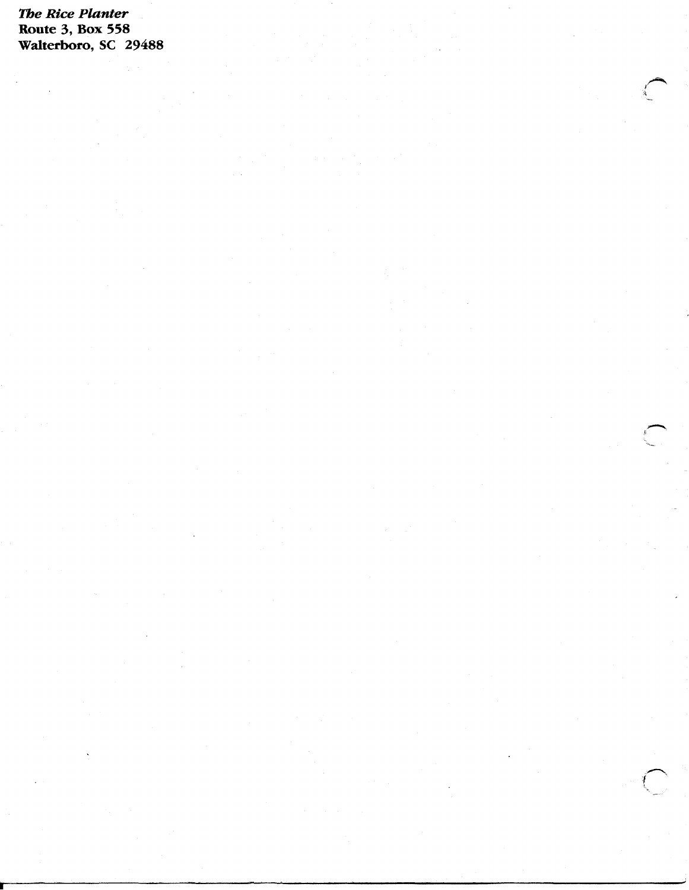***The Rice Planter***
**Route 3, Box 558**
**Walterboro, SC 29488**